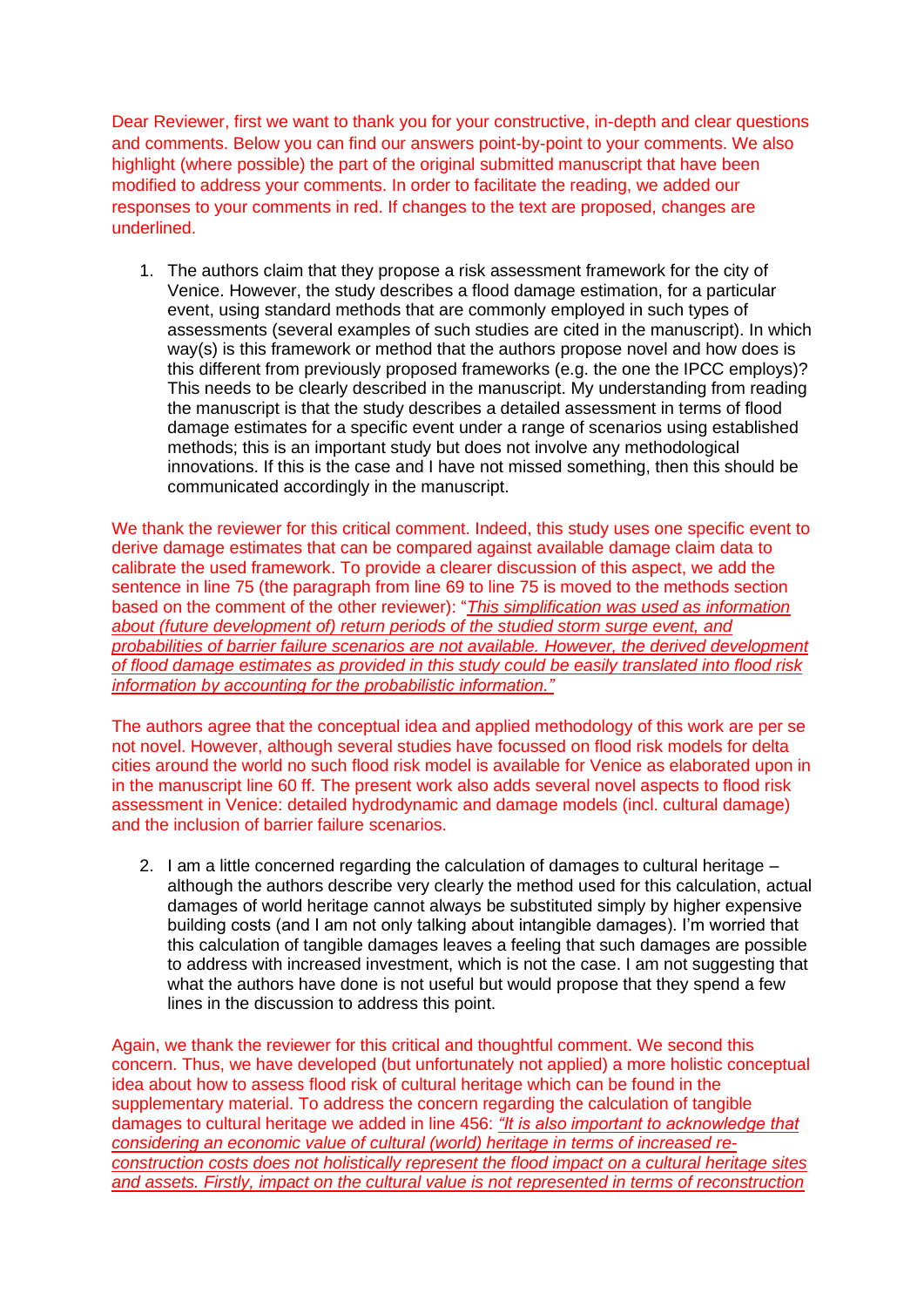Dear Reviewer, first we want to thank you for your constructive, in-depth and clear questions and comments. Below you can find our answers point-by-point to your comments. We also highlight (where possible) the part of the original submitted manuscript that have been modified to address your comments. In order to facilitate the reading, we added our responses to your comments in red. If changes to the text are proposed, changes are underlined.

1. The authors claim that they propose a risk assessment framework for the city of Venice. However, the study describes a flood damage estimation, for a particular event, using standard methods that are commonly employed in such types of assessments (several examples of such studies are cited in the manuscript). In which way(s) is this framework or method that the authors propose novel and how does is this different from previously proposed frameworks (e.g. the one the IPCC employs)? This needs to be clearly described in the manuscript. My understanding from reading the manuscript is that the study describes a detailed assessment in terms of flood damage estimates for a specific event under a range of scenarios using established methods; this is an important study but does not involve any methodological innovations. If this is the case and I have not missed something, then this should be communicated accordingly in the manuscript.

We thank the reviewer for this critical comment. Indeed, this study uses one specific event to derive damage estimates that can be compared against available damage claim data to calibrate the used framework. To provide a clearer discussion of this aspect, we add the sentence in line 75 (the paragraph from line 69 to line 75 is moved to the methods section based on the comment of the other reviewer): "*This simplification was used as information about (future development of) return periods of the studied storm surge event, and probabilities of barrier failure scenarios are not available. However, the derived development of flood damage estimates as provided in this study could be easily translated into flood risk information by accounting for the probabilistic information."*

The authors agree that the conceptual idea and applied methodology of this work are per se not novel. However, although several studies have focussed on flood risk models for delta cities around the world no such flood risk model is available for Venice as elaborated upon in in the manuscript line 60 ff. The present work also adds several novel aspects to flood risk assessment in Venice: detailed hydrodynamic and damage models (incl. cultural damage) and the inclusion of barrier failure scenarios.

2. I am a little concerned regarding the calculation of damages to cultural heritage – although the authors describe very clearly the method used for this calculation, actual damages of world heritage cannot always be substituted simply by higher expensive building costs (and I am not only talking about intangible damages). I'm worried that this calculation of tangible damages leaves a feeling that such damages are possible to address with increased investment, which is not the case. I am not suggesting that what the authors have done is not useful but would propose that they spend a few lines in the discussion to address this point.

Again, we thank the reviewer for this critical and thoughtful comment. We second this concern. Thus, we have developed (but unfortunately not applied) a more holistic conceptual idea about how to assess flood risk of cultural heritage which can be found in the supplementary material. To address the concern regarding the calculation of tangible damages to cultural heritage we added in line 456: *"It is also important to acknowledge that considering an economic value of cultural (world) heritage in terms of increased re-construction costs does not holistically represent the flood impact on a cultural heritage sites and assets. Firstly, impact on the cultural value is not represented in terms of reconstruction*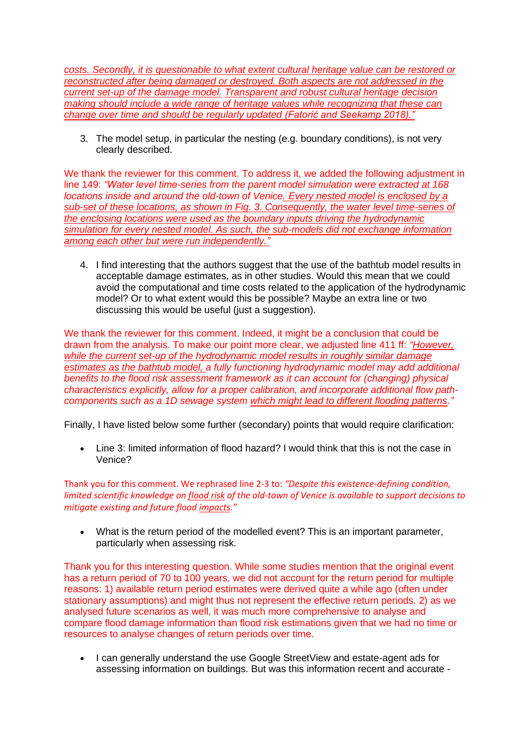*costs. Secondly, it is questionable to what extent cultural heritage value can be restored or reconstructed after being damaged or destroyed. Both aspects are not addressed in the current set-up of the damage model. Transparent and robust cultural heritage decision making should include a wide range of heritage values while recognizing that these can change over time and should be regularly updated (Fatorić and Seekamp 2018)."*

3. The model setup, in particular the nesting (e.g. boundary conditions), is not very clearly described.

We thank the reviewer for this comment. To address it, we added the following adjustment in line 149: *"Water level time-series from the parent model simulation were extracted at 168 locations inside and around the old-town of Venice. Every nested model is enclosed by a sub-set of these locations, as shown in Fig. 3. Consequently, the water level time-series of the enclosing locations were used as the boundary inputs driving the hydrodynamic simulation for every nested model. As such, the sub-models did not exchange information among each other but were run independently."*

4. I find interesting that the authors suggest that the use of the bathtub model results in acceptable damage estimates, as in other studies. Would this mean that we could avoid the computational and time costs related to the application of the hydrodynamic model? Or to what extent would this be possible? Maybe an extra line or two discussing this would be useful (just a suggestion).

We thank the reviewer for this comment. Indeed, it might be a conclusion that could be drawn from the analysis. To make our point more clear, we adjusted line 411 ff: *"However, while the current set-up of the hydrodynamic model results in roughly similar damage estimates as the bathtub model, a fully functioning hydrodynamic model may add additional benefits to the flood risk assessment framework as it can account for (changing) physical characteristics explicitly, allow for a proper calibration, and incorporate additional flow path-components such as a 1D sewage system which might lead to different flooding patterns."*

Finally, I have listed below some further (secondary) points that would require clarification:

- Line 3: limited information of flood hazard? I would think that this is not the case in Venice?

Thank you for this comment. We rephrased line 2-3 to: *"Despite this existence-defining condition, limited scientific knowledge on flood risk of the old-town of Venice is available to support decisions to mitigate existing and future flood impacts."*

- What is the return period of the modelled event? This is an important parameter, particularly when assessing risk.

Thank you for this interesting question. While some studies mention that the original event has a return period of 70 to 100 years, we did not account for the return period for multiple reasons: 1) available return period estimates were derived quite a while ago (often under stationary assumptions) and might thus not represent the effective return periods. 2) as we analysed future scenarios as well, it was much more comprehensive to analyse and compare flood damage information than flood risk estimations given that we had no time or resources to analyse changes of return periods over time.

- I can generally understand the use Google StreetView and estate-agent ads for assessing information on buildings. But was this information recent and accurate -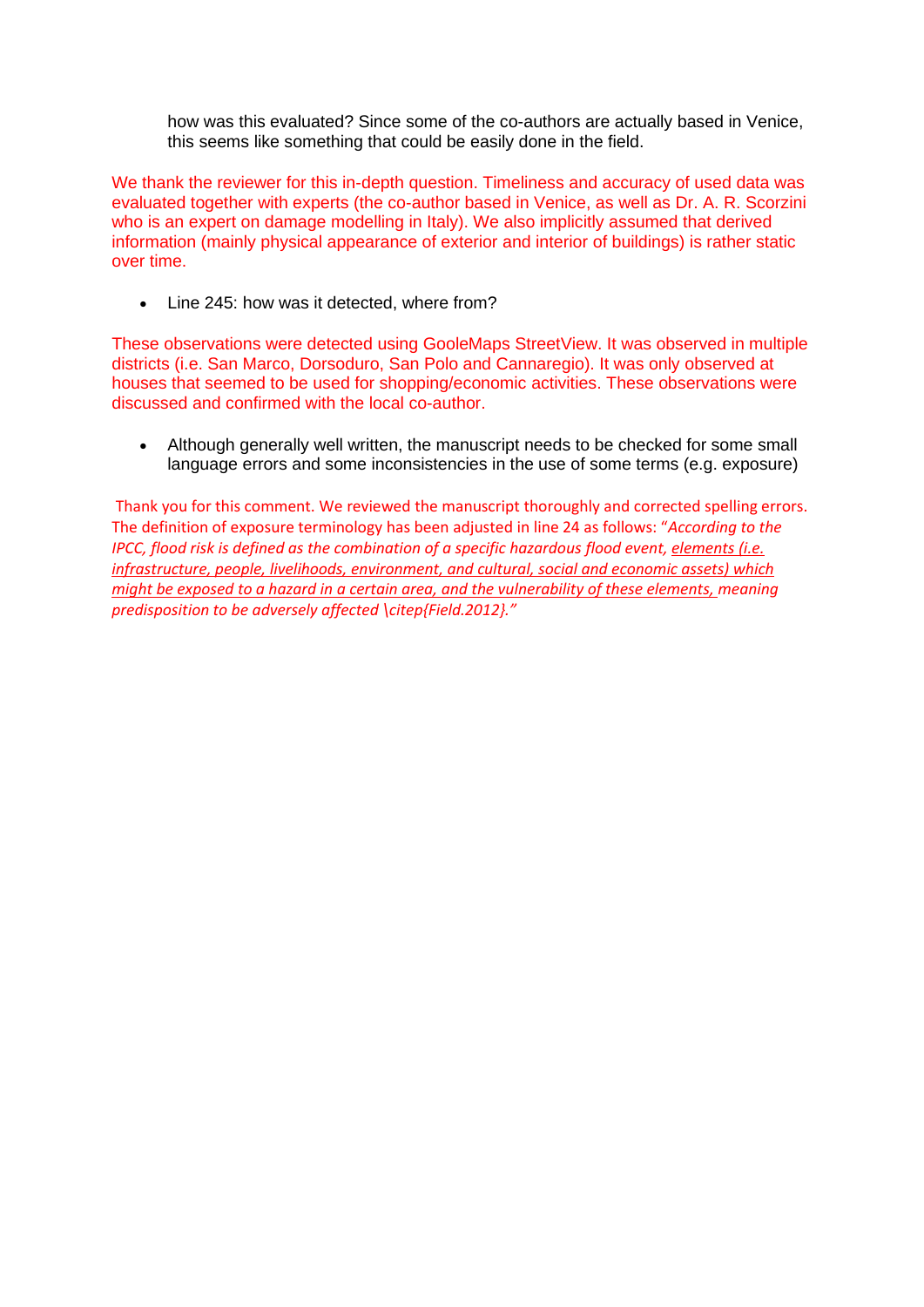how was this evaluated? Since some of the co-authors are actually based in Venice, this seems like something that could be easily done in the field.

We thank the reviewer for this in-depth question. Timeliness and accuracy of used data was evaluated together with experts (the co-author based in Venice, as well as Dr. A. R. Scorzini who is an expert on damage modelling in Italy). We also implicitly assumed that derived information (mainly physical appearance of exterior and interior of buildings) is rather static over time.

- Line 245: how was it detected, where from?

These observations were detected using GooleMaps StreetView. It was observed in multiple districts (i.e. San Marco, Dorsoduro, San Polo and Cannaregio). It was only observed at houses that seemed to be used for shopping/economic activities. These observations were discussed and confirmed with the local co-author.

- Although generally well written, the manuscript needs to be checked for some small language errors and some inconsistencies in the use of some terms (e.g. exposure)

Thank you for this comment. We reviewed the manuscript thoroughly and corrected spelling errors. The definition of exposure terminology has been adjusted in line 24 as follows: "*According to the IPCC, flood risk is defined as the combination of a specific hazardous flood event, <u>elements (i.e. infrastructure, people, livelihoods, environment, and cultural, social and economic assets) which might be exposed to a hazard in a certain area, and the vulnerability of these elements,</u> meaning predisposition to be adversely affected \citep{Field.2012}.*"